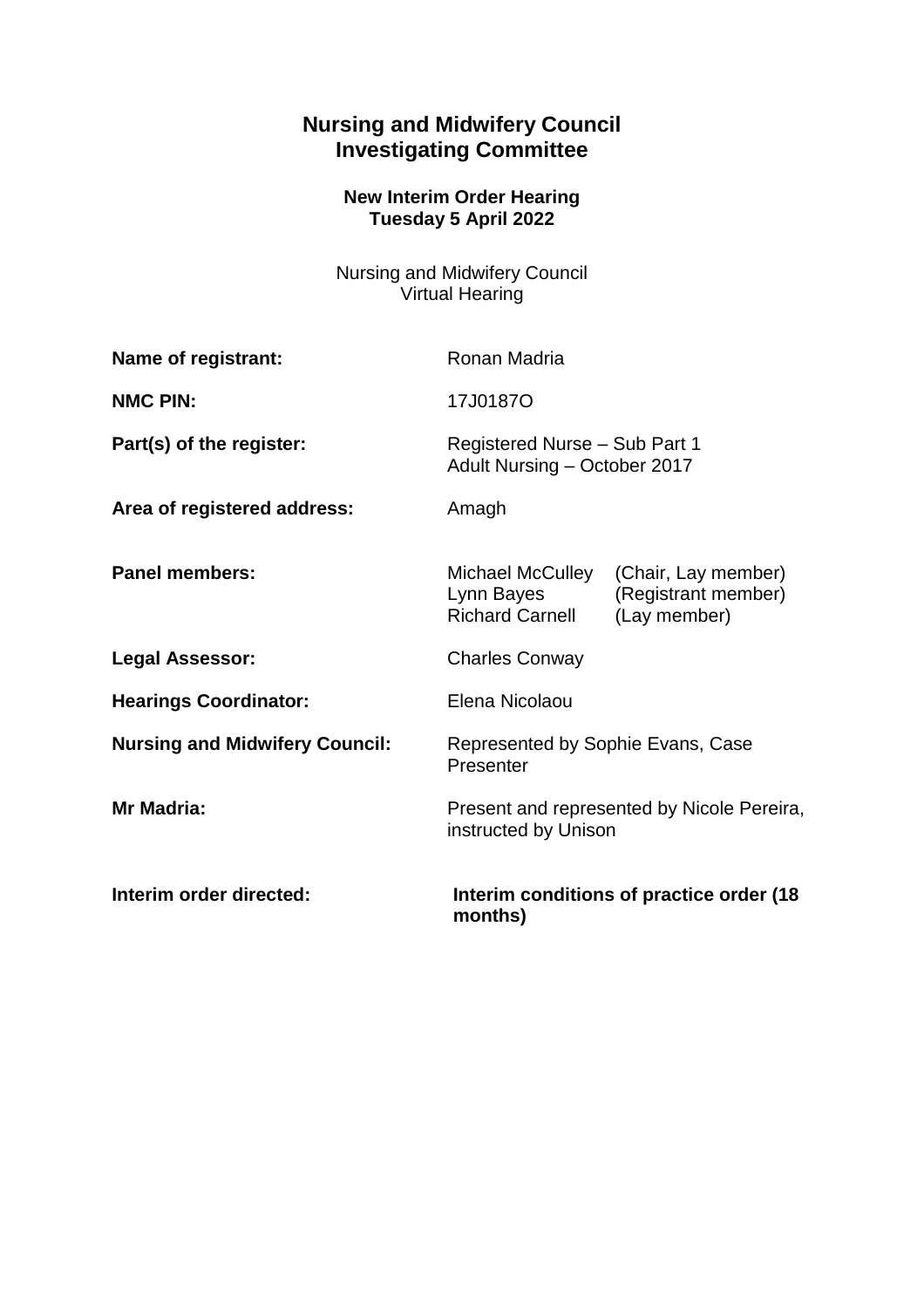# Nursing and Midwifery Council
# Investigating Committee

### New Interim Order Hearing
### Tuesday 5 April 2022

Nursing and Midwifery Council
Virtual Hearing

| | |
|---|---|
| **Name of registrant:** | Ronan Madria |
| **NMC PIN:** | 17J0187O |
| **Part(s) of the register:** | Registered Nurse – Sub Part 1<br>Adult Nursing – October 2017 |
| **Area of registered address:** | Amagh |
| **Panel members:** | Michael McCulley (Chair, Lay member)<br>Lynn Bayes (Registrant member)<br>Richard Carnell (Lay member) |
| **Legal Assessor:** | Charles Conway |
| **Hearings Coordinator:** | Elena Nicolaou |
| **Nursing and Midwifery Council:** | Represented by Sophie Evans, Case Presenter |
| **Mr Madria:** | Present and represented by Nicole Pereira, instructed by Unison |
| **Interim order directed:** | **Interim conditions of practice order (18 months)** |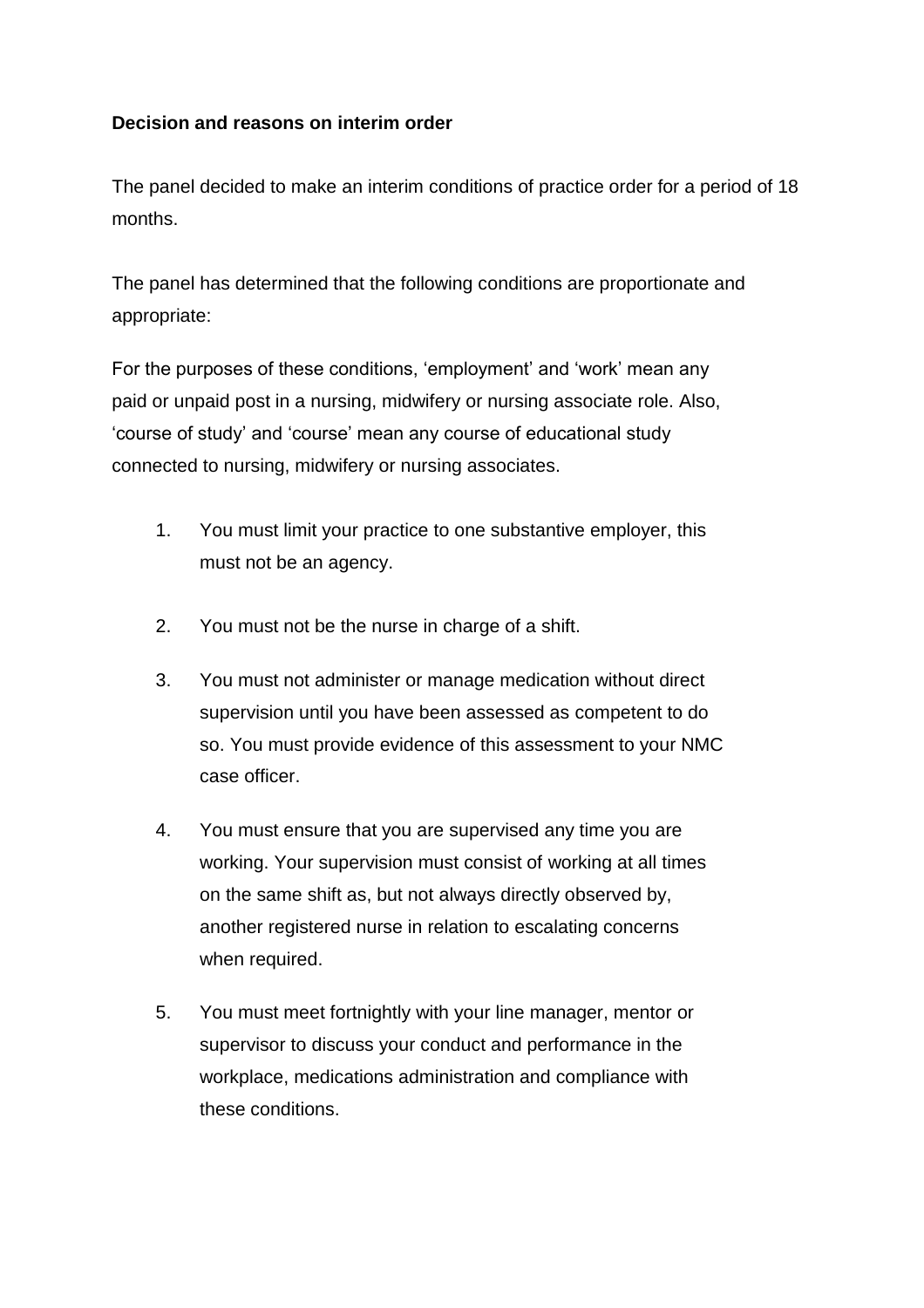**Decision and reasons on interim order**

The panel decided to make an interim conditions of practice order for a period of 18 months.

The panel has determined that the following conditions are proportionate and appropriate:

For the purposes of these conditions, ‘employment’ and ‘work’ mean any paid or unpaid post in a nursing, midwifery or nursing associate role. Also, ‘course of study’ and ‘course’ mean any course of educational study connected to nursing, midwifery or nursing associates.

1. You must limit your practice to one substantive employer, this must not be an agency.

2. You must not be the nurse in charge of a shift.

3. You must not administer or manage medication without direct supervision until you have been assessed as competent to do so. You must provide evidence of this assessment to your NMC case officer.

4. You must ensure that you are supervised any time you are working. Your supervision must consist of working at all times on the same shift as, but not always directly observed by, another registered nurse in relation to escalating concerns when required.

5. You must meet fortnightly with your line manager, mentor or supervisor to discuss your conduct and performance in the workplace, medications administration and compliance with these conditions.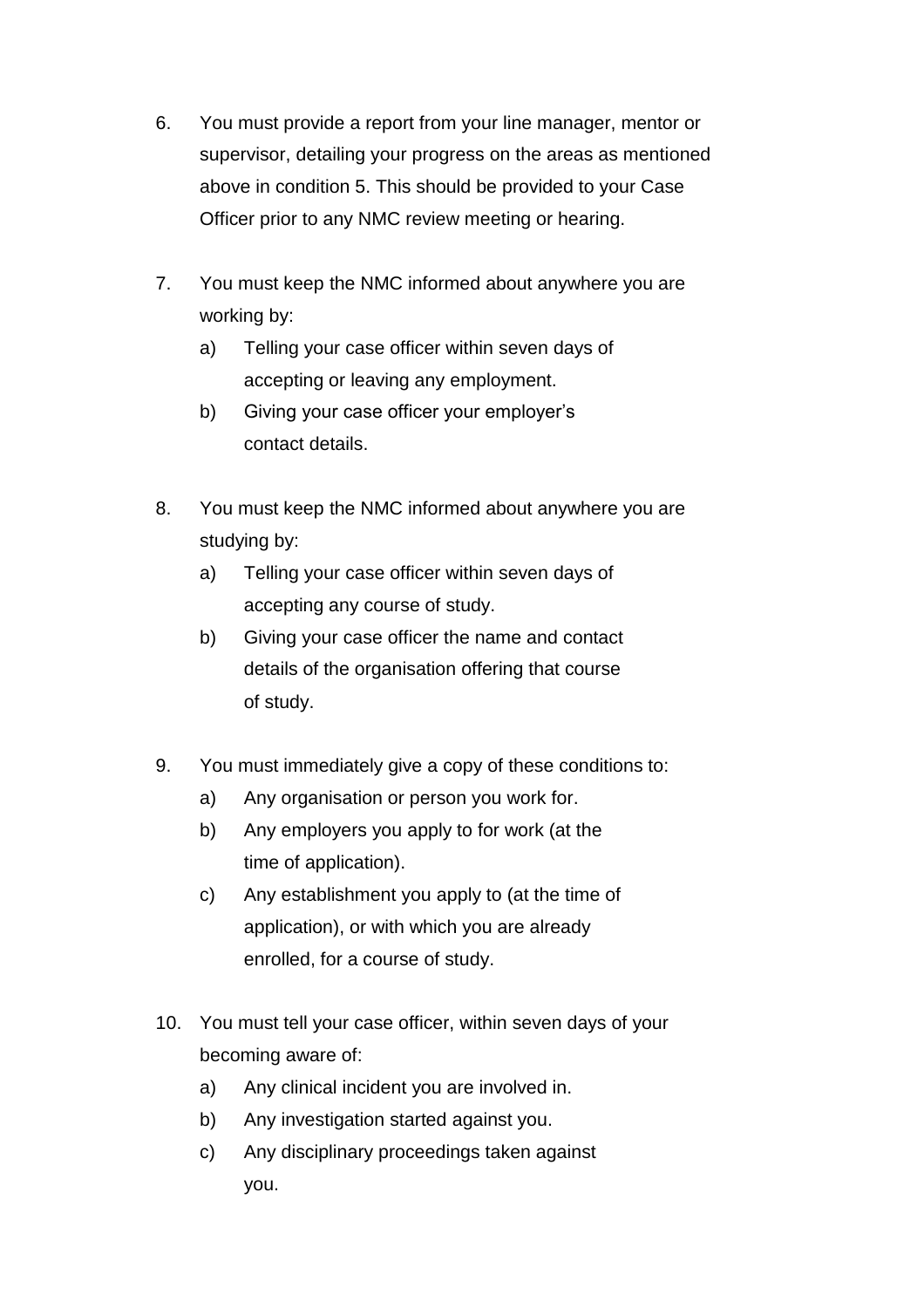6. You must provide a report from your line manager, mentor or supervisor, detailing your progress on the areas as mentioned above in condition 5. This should be provided to your Case Officer prior to any NMC review meeting or hearing.

7. You must keep the NMC informed about anywhere you are working by:
    a) Telling your case officer within seven days of accepting or leaving any employment.
    b) Giving your case officer your employer's contact details.

8. You must keep the NMC informed about anywhere you are studying by:
    a) Telling your case officer within seven days of accepting any course of study.
    b) Giving your case officer the name and contact details of the organisation offering that course of study.

9. You must immediately give a copy of these conditions to:
    a) Any organisation or person you work for.
    b) Any employers you apply to for work (at the time of application).
    c) Any establishment you apply to (at the time of application), or with which you are already enrolled, for a course of study.

10. You must tell your case officer, within seven days of your becoming aware of:
    a) Any clinical incident you are involved in.
    b) Any investigation started against you.
    c) Any disciplinary proceedings taken against you.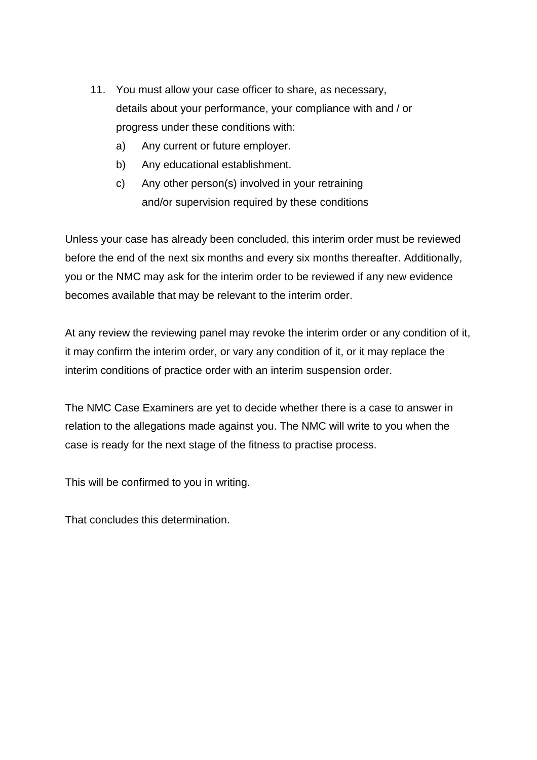11. You must allow your case officer to share, as necessary, details about your performance, your compliance with and / or progress under these conditions with:
    a) Any current or future employer.
    b) Any educational establishment.
    c) Any other person(s) involved in your retraining and/or supervision required by these conditions

Unless your case has already been concluded, this interim order must be reviewed before the end of the next six months and every six months thereafter. Additionally, you or the NMC may ask for the interim order to be reviewed if any new evidence becomes available that may be relevant to the interim order.

At any review the reviewing panel may revoke the interim order or any condition of it, it may confirm the interim order, or vary any condition of it, or it may replace the interim conditions of practice order with an interim suspension order.

The NMC Case Examiners are yet to decide whether there is a case to answer in relation to the allegations made against you. The NMC will write to you when the case is ready for the next stage of the fitness to practise process.

This will be confirmed to you in writing.

That concludes this determination.